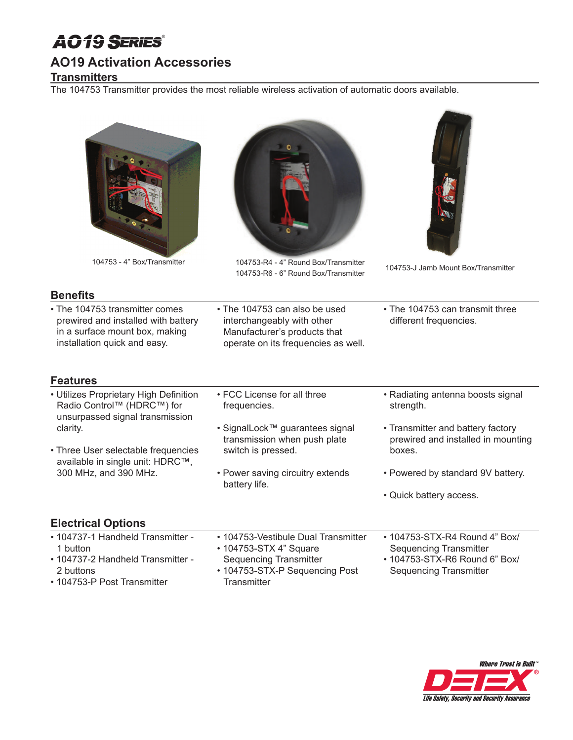# AO19 Series®

## AO19 Activation Accessories

### Transmitters

The 104753 Transmitter provides the most reliable wireless activation of automatic doors available.

104753 - 4" Box/Transmitter

104753-R4 - 4" Round Box/Transmitter
104753-R6 - 6" Round Box/Transmitter

104753-J Jamb Mount Box/Transmitter

### Benefits

- The 104753 transmitter comes prewired and installed with battery in a surface mount box, making installation quick and easy.
- The 104753 can also be used interchangeably with other Manufacturer's products that operate on its frequencies as well.
- The 104753 can transmit three different frequencies.

### Features

- Utilizes Proprietary High Definition Radio Control™ (HDRC™) for unsurpassed signal transmission clarity.
- Three User selectable frequencies available in single unit: HDRC™, 300 MHz, and 390 MHz.
- FCC License for all three frequencies.
- SignalLock™ guarantees signal transmission when push plate switch is pressed.
- Power saving circuitry extends battery life.
- Radiating antenna boosts signal strength.
- Transmitter and battery factory prewired and installed in mounting boxes.
- Powered by standard 9V battery.
- Quick battery access.

### Electrical Options

- 104737-1 Handheld Transmitter - 1 button
- 104737-2 Handheld Transmitter - 2 buttons
- 104753-P Post Transmitter
- 104753-Vestibule Dual Transmitter
- 104753-STX 4" Square Sequencing Transmitter
- 104753-STX-P Sequencing Post Transmitter
- 104753-STX-R4 Round 4" Box/ Sequencing Transmitter
- 104753-STX-R6 Round 6" Box/ Sequencing Transmitter

*Where Trust is Built™*
DETEX®
*Life Safety, Security and Security Assurance*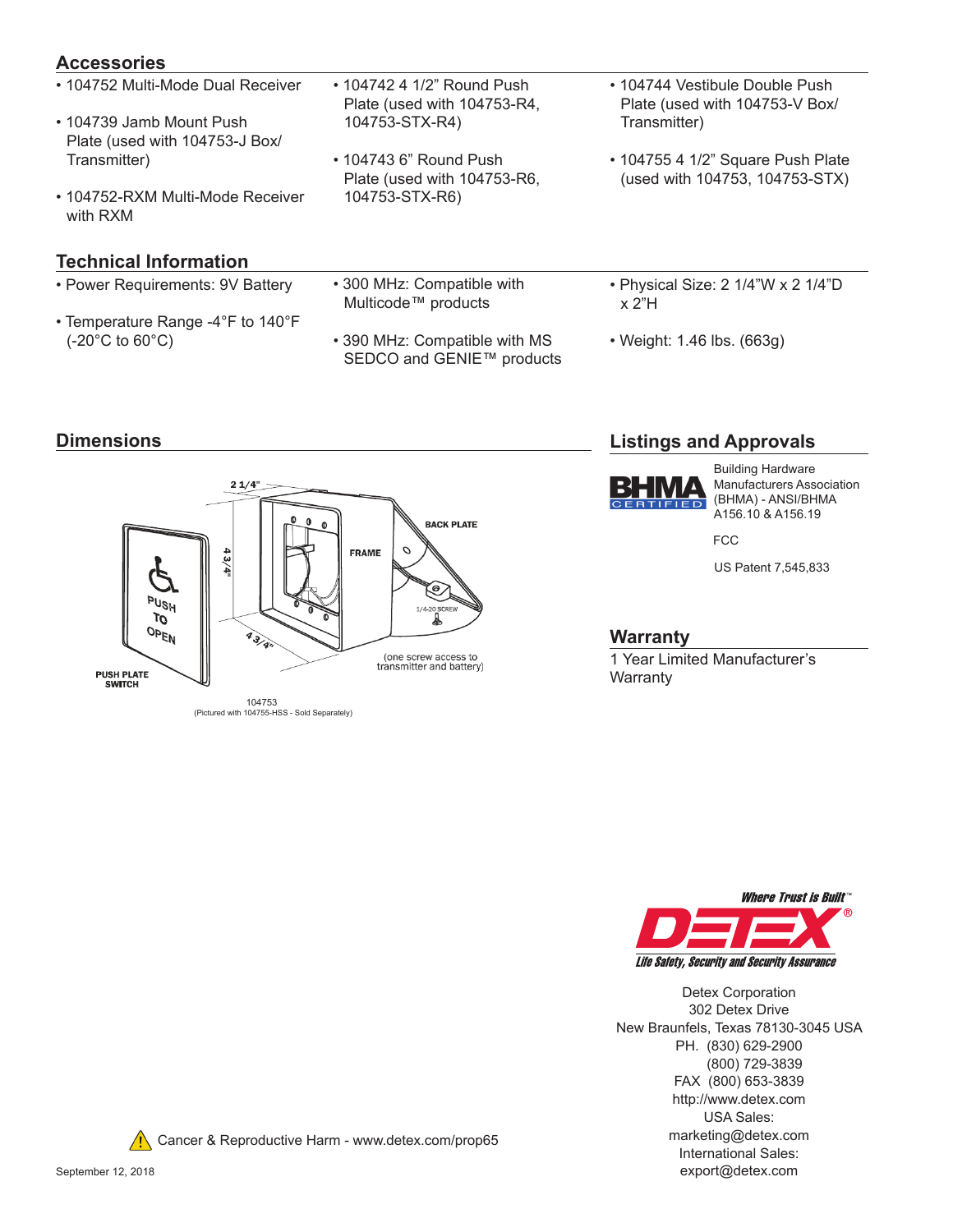## Accessories

- 104752 Multi-Mode Dual Receiver
- 104739 Jamb Mount Push Plate (used with 104753-J Box/ Transmitter)
- 104752-RXM Multi-Mode Receiver with RXM
- 104742 4 1/2" Round Push Plate (used with 104753-R4, 104753-STX-R4)
- 104743 6" Round Push Plate (used with 104753-R6, 104753-STX-R6)
- 104744 Vestibule Double Push Plate (used with 104753-V Box/ Transmitter)
- 104755 4 1/2" Square Push Plate (used with 104753, 104753-STX)

## Technical Information

- Power Requirements: 9V Battery
- Temperature Range -4°F to 140°F (-20°C to 60°C)
- 300 MHz: Compatible with Multicode™ products
- 390 MHz: Compatible with MS SEDCO and GENIE™ products
- Physical Size: 2 1/4"W x 2 1/4"D x 2"H
- Weight: 1.46 lbs. (663g)

## Dimensions

2 1/4"
4 3/4"
4 3/4"
PUSH TO OPEN
PUSH PLATE SWITCH
FRAME
BACK PLATE
1/4-20 SCREW
(one screw access to transmitter and battery)

104753
(Pictured with 104755-HSS - Sold Separately)

## Listings and Approvals

BHMA CERTIFIED

Building Hardware Manufacturers Association (BHMA) - ANSI/BHMA A156.10 & A156.19

FCC

US Patent 7,545,833

## Warranty

1 Year Limited Manufacturer's Warranty

Where Trust is Built™

DETEX®

Life Safety, Security and Security Assurance

Detex Corporation
302 Detex Drive
New Braunfels, Texas 78130-3045 USA
PH. (830) 629-2900
(800) 729-3839
FAX (800) 653-3839
http://www.detex.com
USA Sales:
marketing@detex.com
International Sales:
export@detex.com

⚠ Cancer & Reproductive Harm - www.detex.com/prop65

September 12, 2018